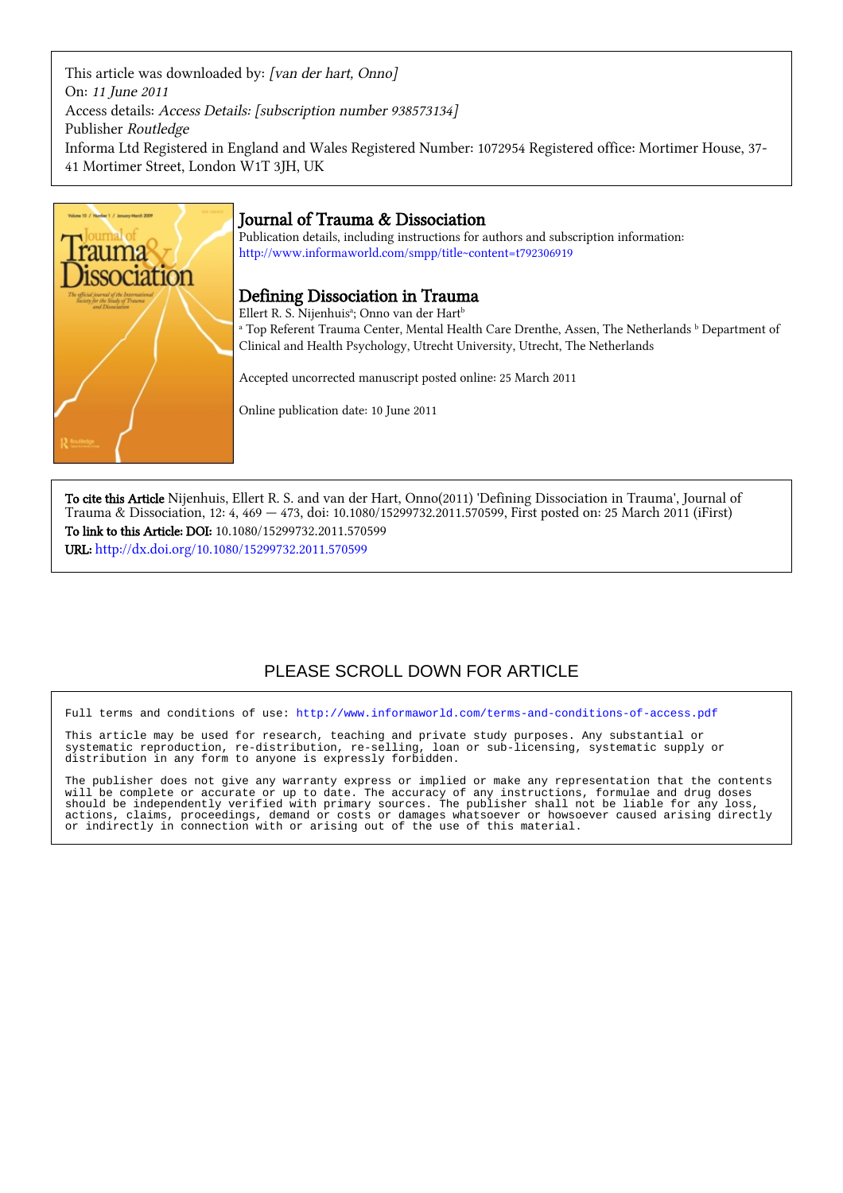This article was downloaded by: *[van der hart, Onno]*
On: *11 June 2011*
Access details: *Access Details: [subscription number 938573134]*
Publisher *Routledge*
Informa Ltd Registered in England and Wales Registered Number: 1072954 Registered office: Mortimer House, 37-41 Mortimer Street, London W1T 3JH, UK

# Journal of Trauma & Dissociation

Publication details, including instructions for authors and subscription information:
http://www.informaworld.com/smpp/title~content=t792306919

## Defining Dissociation in Trauma

Ellert R. S. Nijenhuis[a]; Onno van der Hart[b]

[a] Top Referent Trauma Center, Mental Health Care Drenthe, Assen, The Netherlands [b] Department of Clinical and Health Psychology, Utrecht University, Utrecht, The Netherlands

Accepted uncorrected manuscript posted online: 25 March 2011

Online publication date: 10 June 2011

**To cite this Article** Nijenhuis, Ellert R. S. and van der Hart, Onno(2011) 'Defining Dissociation in Trauma', Journal of Trauma & Dissociation, 12: 4, 469 — 473, doi: 10.1080/15299732.2011.570599, First posted on: 25 March 2011 (iFirst)
**To link to this Article: DOI:** 10.1080/15299732.2011.570599
**URL:** http://dx.doi.org/10.1080/15299732.2011.570599

PLEASE SCROLL DOWN FOR ARTICLE

Full terms and conditions of use: http://www.informaworld.com/terms-and-conditions-of-access.pdf

This article may be used for research, teaching and private study purposes. Any substantial or systematic reproduction, re-distribution, re-selling, loan or sub-licensing, systematic supply or distribution in any form to anyone is expressly forbidden.

The publisher does not give any warranty express or implied or make any representation that the contents will be complete or accurate or up to date. The accuracy of any instructions, formulae and drug doses should be independently verified with primary sources. The publisher shall not be liable for any loss, actions, claims, proceedings, demand or costs or damages whatsoever or howsoever caused arising directly or indirectly in connection with or arising out of the use of this material.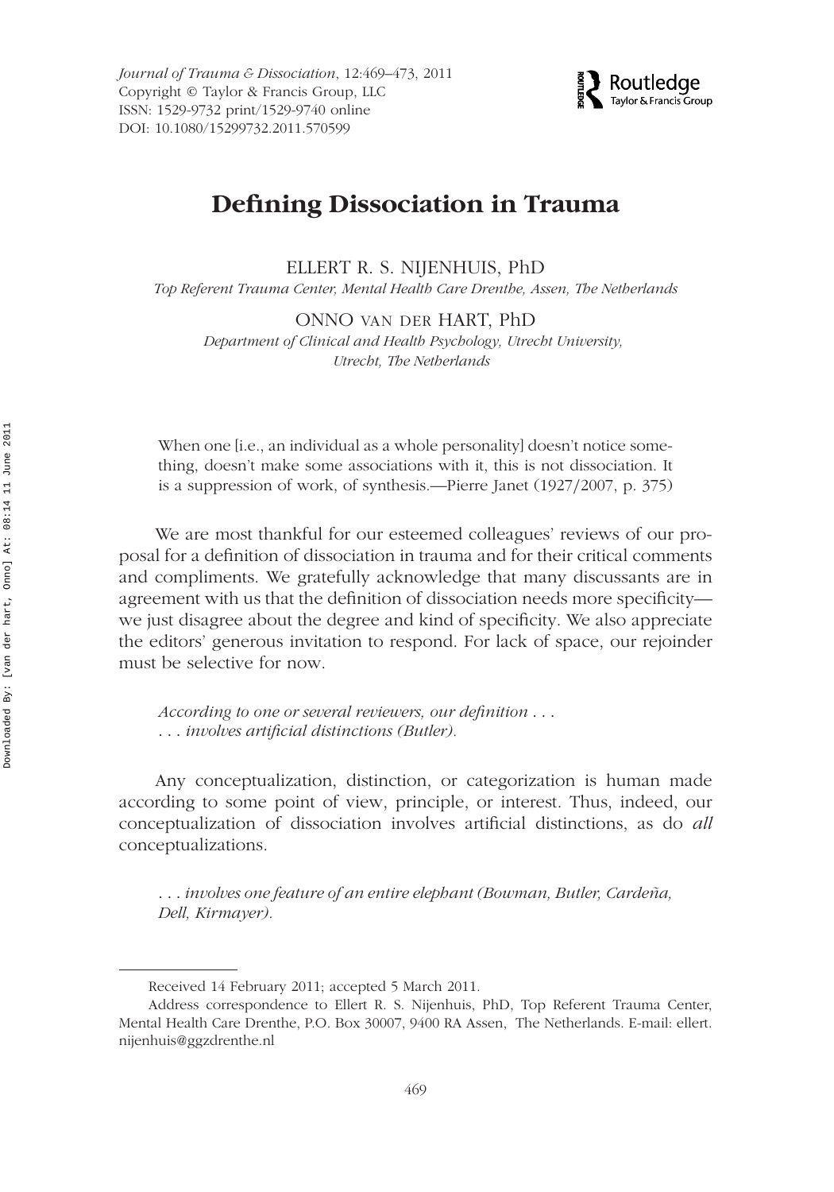# Defining Dissociation in Trauma

ELLERT R. S. NIJENHUIS, PhD

*Top Referent Trauma Center, Mental Health Care Drenthe, Assen, The Netherlands*

ONNO VAN DER HART, PhD

*Department of Clinical and Health Psychology, Utrecht University, Utrecht, The Netherlands*

> When one [i.e., an individual as a whole personality] doesn't notice something, doesn't make some associations with it, this is not dissociation. It is a suppression of work, of synthesis.—Pierre Janet (1927/2007, p. 375)

We are most thankful for our esteemed colleagues' reviews of our proposal for a definition of dissociation in trauma and for their critical comments and compliments. We gratefully acknowledge that many discussants are in agreement with us that the definition of dissociation needs more specificity—we just disagree about the degree and kind of specificity. We also appreciate the editors' generous invitation to respond. For lack of space, our rejoinder must be selective for now.

*According to one or several reviewers, our definition . . .*
*. . . involves artificial distinctions (Butler).*

Any conceptualization, distinction, or categorization is human made according to some point of view, principle, or interest. Thus, indeed, our conceptualization of dissociation involves artificial distinctions, as do *all* conceptualizations.

*. . . involves one feature of an entire elephant (Bowman, Butler, Cardeña, Dell, Kirmayer).*

---

Received 14 February 2011; accepted 5 March 2011.

Address correspondence to Ellert R. S. Nijenhuis, PhD, Top Referent Trauma Center, Mental Health Care Drenthe, P.O. Box 30007, 9400 RA Assen, The Netherlands. E-mail: ellert.nijenhuis@ggzdrenthe.nl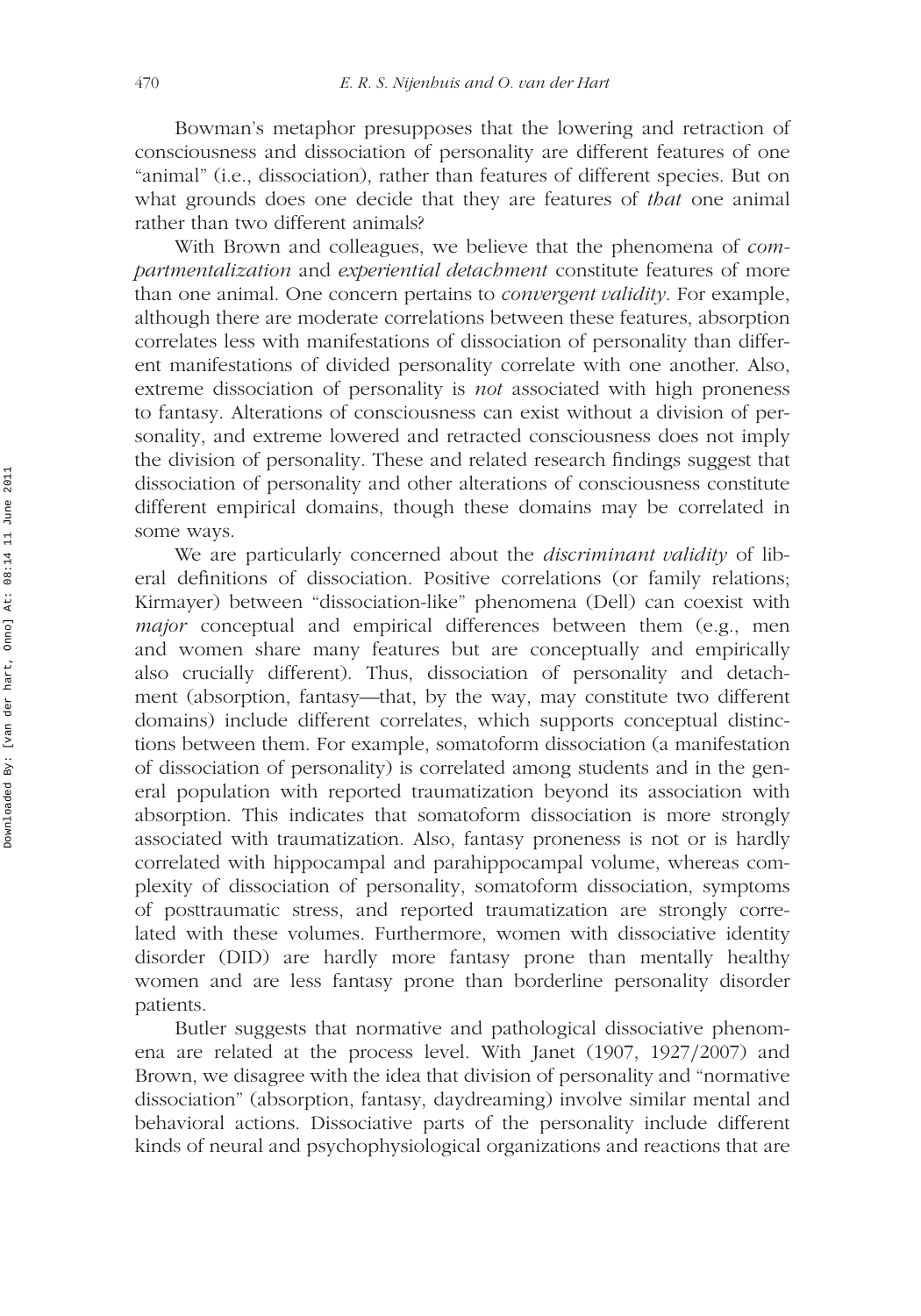Bowman's metaphor presupposes that the lowering and retraction of consciousness and dissociation of personality are different features of one "animal" (i.e., dissociation), rather than features of different species. But on what grounds does one decide that they are features of *that* one animal rather than two different animals?

With Brown and colleagues, we believe that the phenomena of *compartmentalization* and *experiential detachment* constitute features of more than one animal. One concern pertains to *convergent validity*. For example, although there are moderate correlations between these features, absorption correlates less with manifestations of dissociation of personality than different manifestations of divided personality correlate with one another. Also, extreme dissociation of personality is *not* associated with high proneness to fantasy. Alterations of consciousness can exist without a division of personality, and extreme lowered and retracted consciousness does not imply the division of personality. These and related research findings suggest that dissociation of personality and other alterations of consciousness constitute different empirical domains, though these domains may be correlated in some ways.

We are particularly concerned about the *discriminant validity* of liberal definitions of dissociation. Positive correlations (or family relations; Kirmayer) between "dissociation-like" phenomena (Dell) can coexist with *major* conceptual and empirical differences between them (e.g., men and women share many features but are conceptually and empirically also crucially different). Thus, dissociation of personality and detachment (absorption, fantasy—that, by the way, may constitute two different domains) include different correlates, which supports conceptual distinctions between them. For example, somatoform dissociation (a manifestation of dissociation of personality) is correlated among students and in the general population with reported traumatization beyond its association with absorption. This indicates that somatoform dissociation is more strongly associated with traumatization. Also, fantasy proneness is not or is hardly correlated with hippocampal and parahippocampal volume, whereas complexity of dissociation of personality, somatoform dissociation, symptoms of posttraumatic stress, and reported traumatization are strongly correlated with these volumes. Furthermore, women with dissociative identity disorder (DID) are hardly more fantasy prone than mentally healthy women and are less fantasy prone than borderline personality disorder patients.

Butler suggests that normative and pathological dissociative phenomena are related at the process level. With Janet (1907, 1927/2007) and Brown, we disagree with the idea that division of personality and "normative dissociation" (absorption, fantasy, daydreaming) involve similar mental and behavioral actions. Dissociative parts of the personality include different kinds of neural and psychophysiological organizations and reactions that are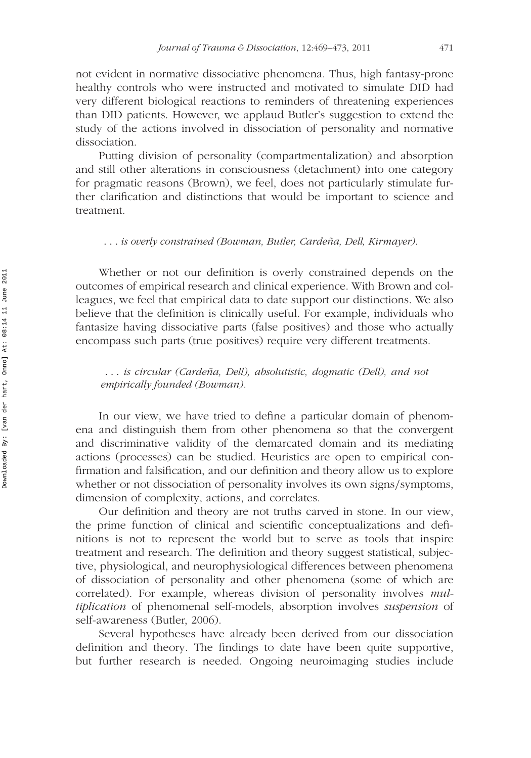not evident in normative dissociative phenomena. Thus, high fantasy-prone healthy controls who were instructed and motivated to simulate DID had very different biological reactions to reminders of threatening experiences than DID patients. However, we applaud Butler's suggestion to extend the study of the actions involved in dissociation of personality and normative dissociation.

Putting division of personality (compartmentalization) and absorption and still other alterations in consciousness (detachment) into one category for pragmatic reasons (Brown), we feel, does not particularly stimulate further clarification and distinctions that would be important to science and treatment.

*. . . is overly constrained (Bowman, Butler, Cardeña, Dell, Kirmayer).*

Whether or not our definition is overly constrained depends on the outcomes of empirical research and clinical experience. With Brown and colleagues, we feel that empirical data to date support our distinctions. We also believe that the definition is clinically useful. For example, individuals who fantasize having dissociative parts (false positives) and those who actually encompass such parts (true positives) require very different treatments.

*. . . is circular (Cardeña, Dell), absolutistic, dogmatic (Dell), and not empirically founded (Bowman).*

In our view, we have tried to define a particular domain of phenomena and distinguish them from other phenomena so that the convergent and discriminative validity of the demarcated domain and its mediating actions (processes) can be studied. Heuristics are open to empirical confirmation and falsification, and our definition and theory allow us to explore whether or not dissociation of personality involves its own signs/symptoms, dimension of complexity, actions, and correlates.

Our definition and theory are not truths carved in stone. In our view, the prime function of clinical and scientific conceptualizations and definitions is not to represent the world but to serve as tools that inspire treatment and research. The definition and theory suggest statistical, subjective, physiological, and neurophysiological differences between phenomena of dissociation of personality and other phenomena (some of which are correlated). For example, whereas division of personality involves *multiplication* of phenomenal self-models, absorption involves *suspension* of self-awareness (Butler, 2006).

Several hypotheses have already been derived from our dissociation definition and theory. The findings to date have been quite supportive, but further research is needed. Ongoing neuroimaging studies include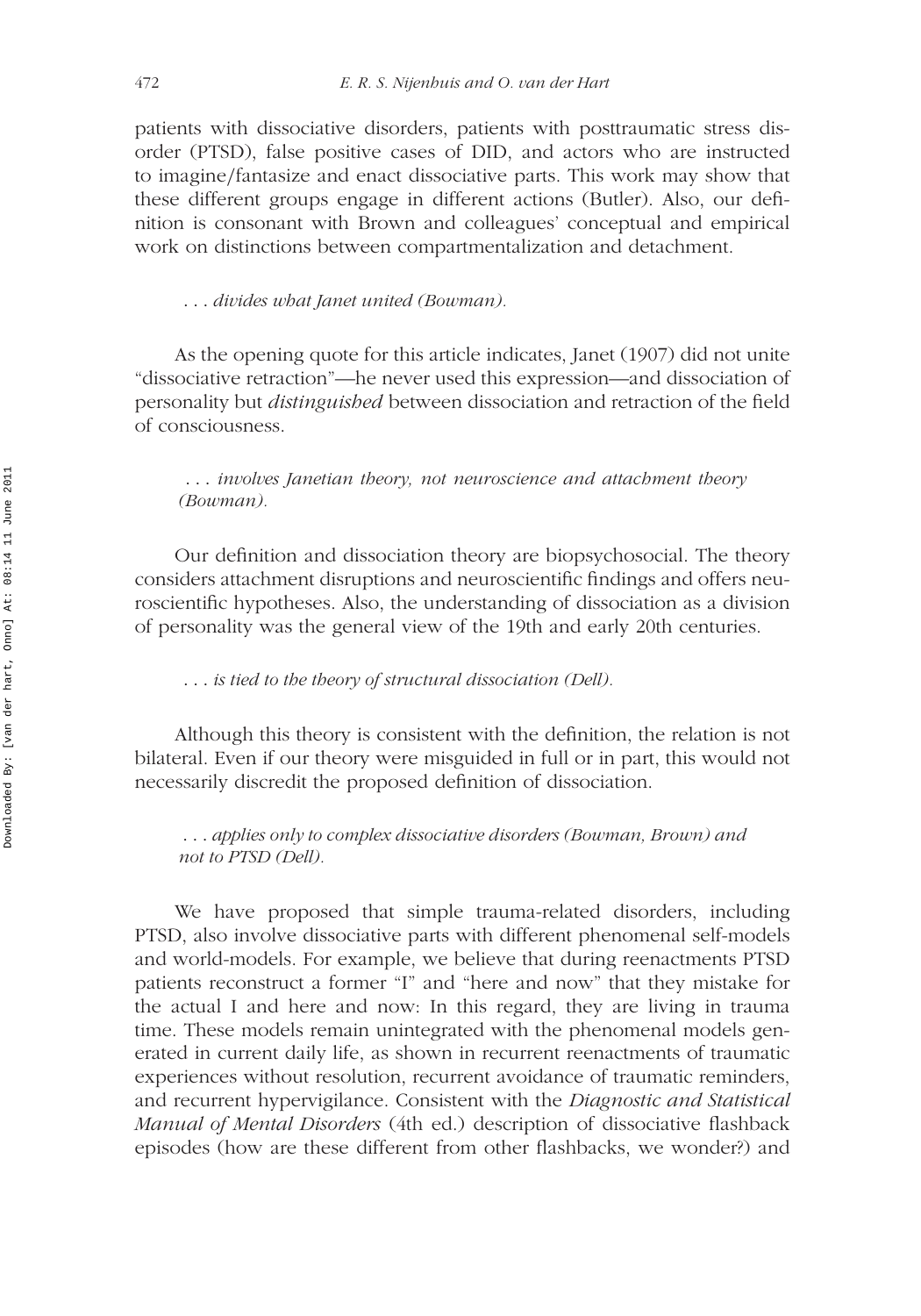patients with dissociative disorders, patients with posttraumatic stress disorder (PTSD), false positive cases of DID, and actors who are instructed to imagine/fantasize and enact dissociative parts. This work may show that these different groups engage in different actions (Butler). Also, our definition is consonant with Brown and colleagues' conceptual and empirical work on distinctions between compartmentalization and detachment.

*. . . divides what Janet united (Bowman).*

As the opening quote for this article indicates, Janet (1907) did not unite "dissociative retraction"—he never used this expression—and dissociation of personality but *distinguished* between dissociation and retraction of the field of consciousness.

*. . . involves Janetian theory, not neuroscience and attachment theory (Bowman).*

Our definition and dissociation theory are biopsychosocial. The theory considers attachment disruptions and neuroscientific findings and offers neuroscientific hypotheses. Also, the understanding of dissociation as a division of personality was the general view of the 19th and early 20th centuries.

*. . . is tied to the theory of structural dissociation (Dell).*

Although this theory is consistent with the definition, the relation is not bilateral. Even if our theory were misguided in full or in part, this would not necessarily discredit the proposed definition of dissociation.

*. . . applies only to complex dissociative disorders (Bowman, Brown) and not to PTSD (Dell).*

We have proposed that simple trauma-related disorders, including PTSD, also involve dissociative parts with different phenomenal self-models and world-models. For example, we believe that during reenactments PTSD patients reconstruct a former "I" and "here and now" that they mistake for the actual I and here and now: In this regard, they are living in trauma time. These models remain unintegrated with the phenomenal models generated in current daily life, as shown in recurrent reenactments of traumatic experiences without resolution, recurrent avoidance of traumatic reminders, and recurrent hypervigilance. Consistent with the *Diagnostic and Statistical Manual of Mental Disorders* (4th ed.) description of dissociative flashback episodes (how are these different from other flashbacks, we wonder?) and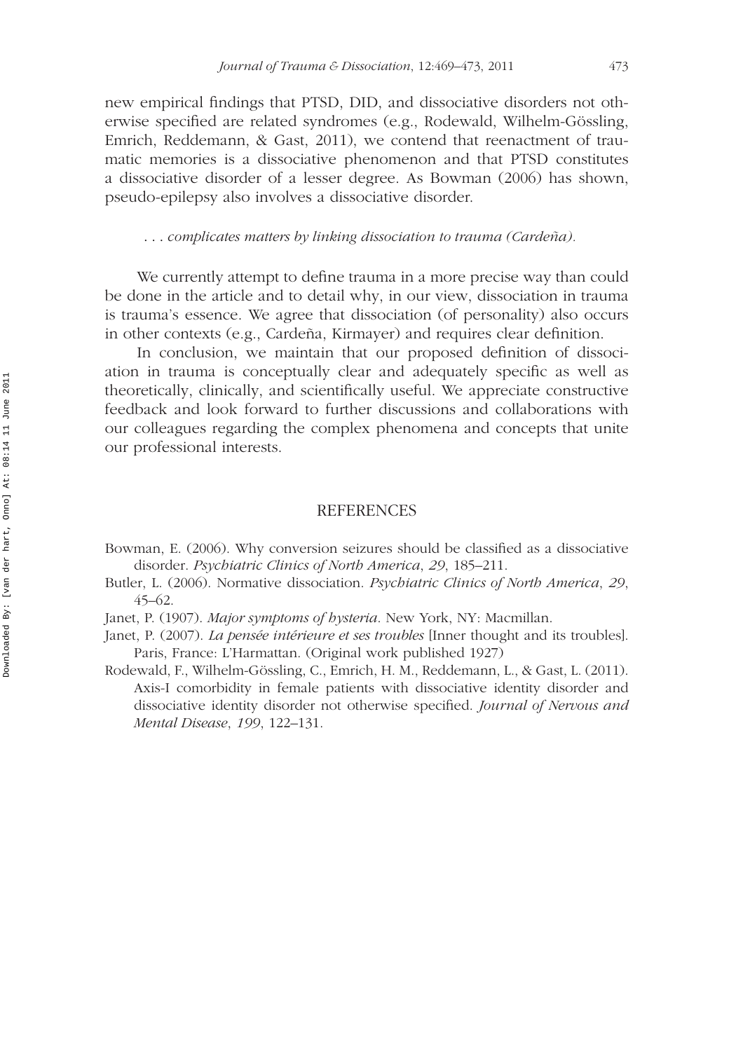new empirical findings that PTSD, DID, and dissociative disorders not otherwise specified are related syndromes (e.g., Rodewald, Wilhelm-Gössling, Emrich, Reddemann, & Gast, 2011), we contend that reenactment of traumatic memories is a dissociative phenomenon and that PTSD constitutes a dissociative disorder of a lesser degree. As Bowman (2006) has shown, pseudo-epilepsy also involves a dissociative disorder.

*. . . complicates matters by linking dissociation to trauma (Cardeña).*

We currently attempt to define trauma in a more precise way than could be done in the article and to detail why, in our view, dissociation in trauma is trauma's essence. We agree that dissociation (of personality) also occurs in other contexts (e.g., Cardeña, Kirmayer) and requires clear definition.

In conclusion, we maintain that our proposed definition of dissociation in trauma is conceptually clear and adequately specific as well as theoretically, clinically, and scientifically useful. We appreciate constructive feedback and look forward to further discussions and collaborations with our colleagues regarding the complex phenomena and concepts that unite our professional interests.

## REFERENCES

Bowman, E. (2006). Why conversion seizures should be classified as a dissociative disorder. *Psychiatric Clinics of North America*, *29*, 185–211.

Butler, L. (2006). Normative dissociation. *Psychiatric Clinics of North America*, *29*, 45–62.

Janet, P. (1907). *Major symptoms of hysteria*. New York, NY: Macmillan.

Janet, P. (2007). *La pensée intérieure et ses troubles* [Inner thought and its troubles]. Paris, France: L'Harmattan. (Original work published 1927)

Rodewald, F., Wilhelm-Gössling, C., Emrich, H. M., Reddemann, L., & Gast, L. (2011). Axis-I comorbidity in female patients with dissociative identity disorder and dissociative identity disorder not otherwise specified. *Journal of Nervous and Mental Disease*, *199*, 122–131.